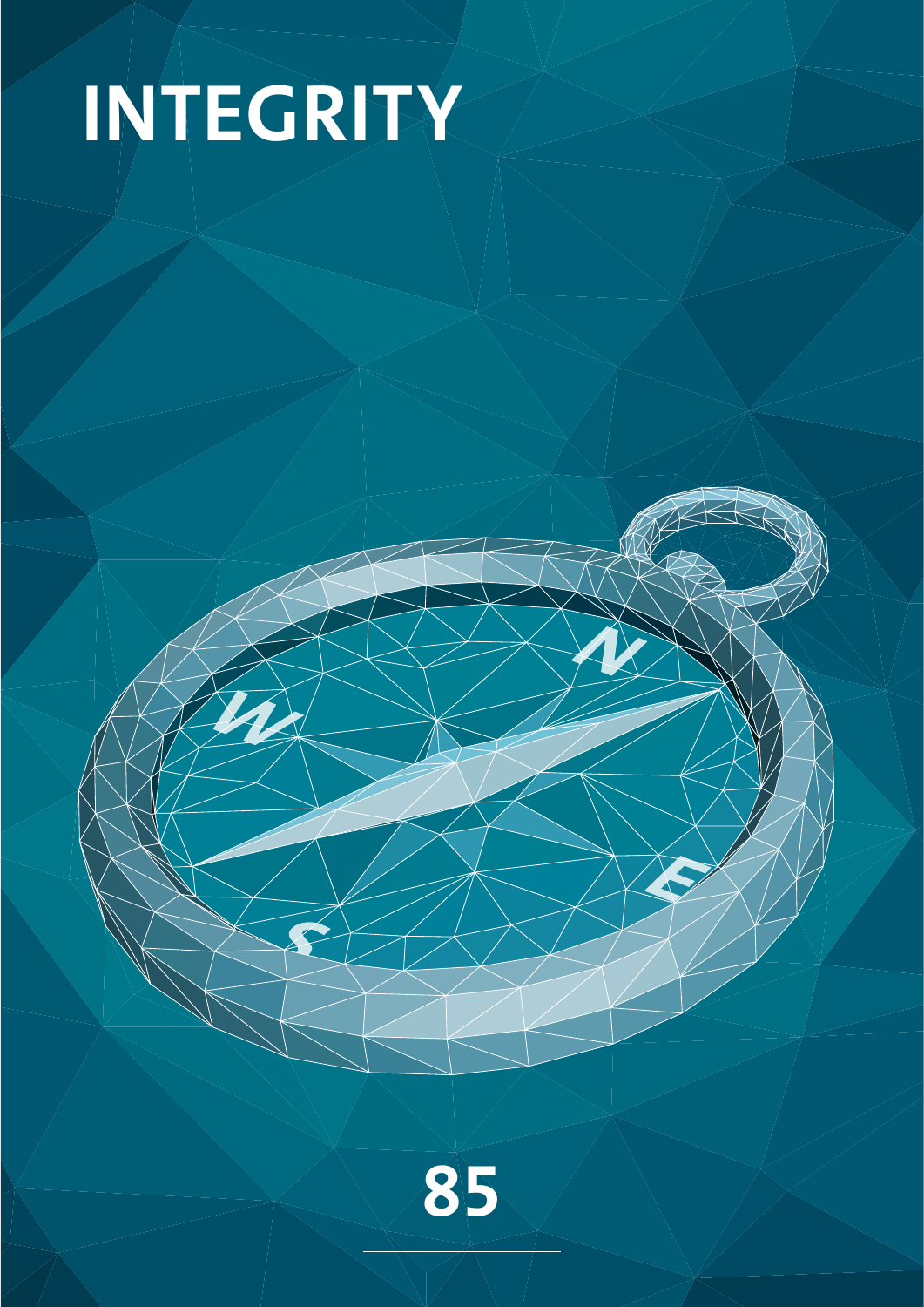# INTEGRITY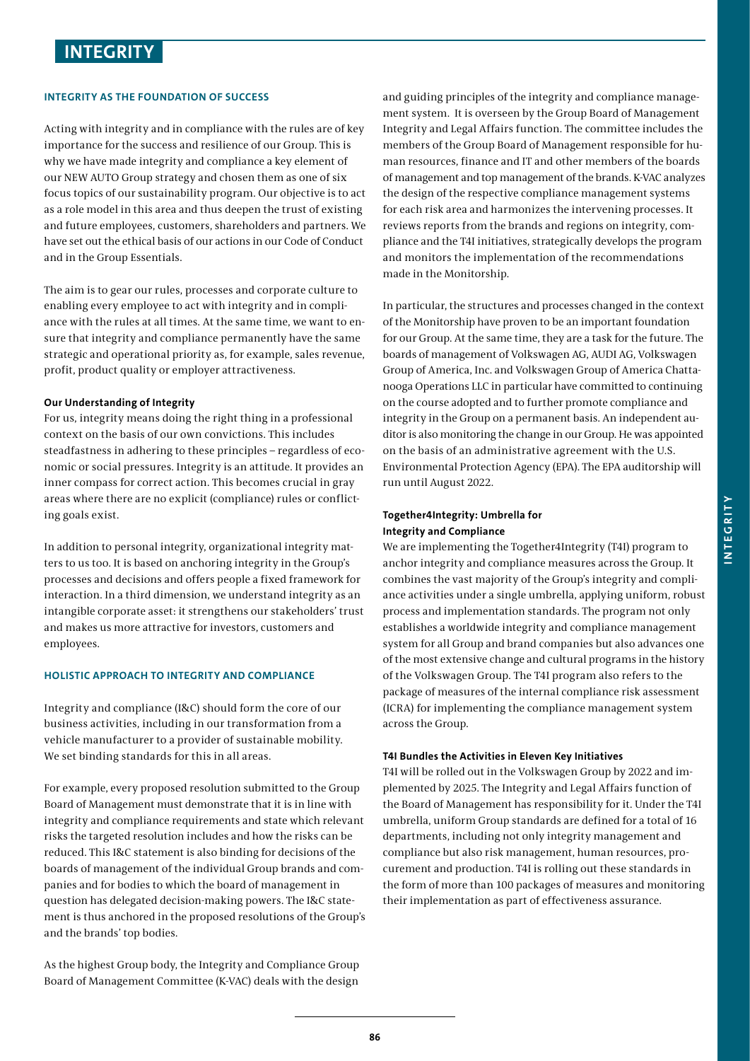# INTEGRITY

## INTEGRITY AS THE FOUNDATION OF SUCCESS

Acting with integrity and in compliance with the rules are of key importance for the success and resilience of our Group. This is why we have made integrity and compliance a key element of our NEW AUTO Group strategy and chosen them as one of six focus topics of our sustainability program. Our objective is to act as a role model in this area and thus deepen the trust of existing and future employees, customers, shareholders and partners. We have set out the ethical basis of our actions in our Code of Conduct and in the Group Essentials.

The aim is to gear our rules, processes and corporate culture to enabling every employee to act with integrity and in compliance with the rules at all times. At the same time, we want to ensure that integrity and compliance permanently have the same strategic and operational priority as, for example, sales revenue, profit, product quality or employer attractiveness.

### Our Understanding of Integrity

For us, integrity means doing the right thing in a professional context on the basis of our own convictions. This includes steadfastness in adhering to these principles – regardless of economic or social pressures. Integrity is an attitude. It provides an inner compass for correct action. This becomes crucial in gray areas where there are no explicit (compliance) rules or conflicting goals exist.

In addition to personal integrity, organizational integrity matters to us too. It is based on anchoring integrity in the Group's processes and decisions and offers people a fixed framework for interaction. In a third dimension, we understand integrity as an intangible corporate asset: it strengthens our stakeholders' trust and makes us more attractive for investors, customers and employees.

## HOLISTIC APPROACH TO INTEGRITY AND COMPLIANCE

Integrity and compliance (I&C) should form the core of our business activities, including in our transformation from a vehicle manufacturer to a provider of sustainable mobility. We set binding standards for this in all areas.

For example, every proposed resolution submitted to the Group Board of Management must demonstrate that it is in line with integrity and compliance requirements and state which relevant risks the targeted resolution includes and how the risks can be reduced. This I&C statement is also binding for decisions of the boards of management of the individual Group brands and companies and for bodies to which the board of management in question has delegated decision-making powers. The I&C statement is thus anchored in the proposed resolutions of the Group's and the brands' top bodies.

As the highest Group body, the Integrity and Compliance Group Board of Management Committee (K-VAC) deals with the design and guiding principles of the integrity and compliance management system. It is overseen by the Group Board of Management Integrity and Legal Affairs function. The committee includes the members of the Group Board of Management responsible for human resources, finance and IT and other members of the boards of management and top management of the brands. K-VAC analyzes the design of the respective compliance management systems for each risk area and harmonizes the intervening processes. It reviews reports from the brands and regions on integrity, compliance and the T4I initiatives, strategically develops the program and monitors the implementation of the recommendations made in the Monitorship.

In particular, the structures and processes changed in the context of the Monitorship have proven to be an important foundation for our Group. At the same time, they are a task for the future. The boards of management of Volkswagen AG, AUDI AG, Volkswagen Group of America, Inc. and Volkswagen Group of America Chattanooga Operations LLC in particular have committed to continuing on the course adopted and to further promote compliance and integrity in the Group on a permanent basis. An independent auditor is also monitoring the change in our Group. He was appointed on the basis of an administrative agreement with the U.S. Environmental Protection Agency (EPA). The EPA auditorship will run until August 2022.

### Together4Integrity: Umbrella for Integrity and Compliance

We are implementing the Together4Integrity (T4I) program to anchor integrity and compliance measures across the Group. It combines the vast majority of the Group's integrity and compliance activities under a single umbrella, applying uniform, robust process and implementation standards. The program not only establishes a worldwide integrity and compliance management system for all Group and brand companies but also advances one of the most extensive change and cultural programs in the history of the Volkswagen Group. The T4I program also refers to the package of measures of the internal compliance risk assessment (ICRA) for implementing the compliance management system across the Group.

### T4I Bundles the Activities in Eleven Key Initiatives

T4I will be rolled out in the Volkswagen Group by 2022 and implemented by 2025. The Integrity and Legal Affairs function of the Board of Management has responsibility for it. Under the T4I umbrella, uniform Group standards are defined for a total of 16 departments, including not only integrity management and compliance but also risk management, human resources, procurement and production. T4I is rolling out these standards in the form of more than 100 packages of measures and monitoring their implementation as part of effectiveness assurance.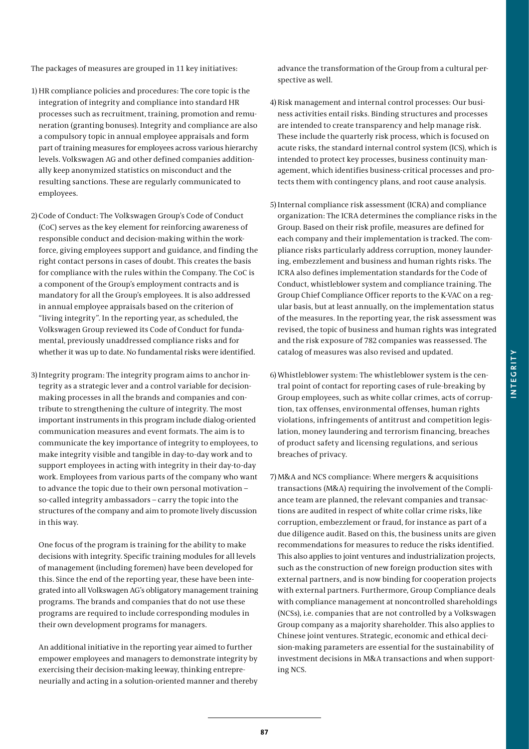The packages of measures are grouped in 11 key initiatives:

1) HR compliance policies and procedures: The core topic is the integration of integrity and compliance into standard HR processes such as recruitment, training, promotion and remuneration (granting bonuses). Integrity and compliance are also a compulsory topic in annual employee appraisals and form part of training measures for employees across various hierarchy levels. Volkswagen AG and other defined companies additionally keep anonymized statistics on misconduct and the resulting sanctions. These are regularly communicated to employees.

2) Code of Conduct: The Volkswagen Group's Code of Conduct (CoC) serves as the key element for reinforcing awareness of responsible conduct and decision-making within the workforce, giving employees support and guidance, and finding the right contact persons in cases of doubt. This creates the basis for compliance with the rules within the Company. The CoC is a component of the Group's employment contracts and is mandatory for all the Group's employees. It is also addressed in annual employee appraisals based on the criterion of "living integrity". In the reporting year, as scheduled, the Volkswagen Group reviewed its Code of Conduct for fundamental, previously unaddressed compliance risks and for whether it was up to date. No fundamental risks were identified.

3) Integrity program: The integrity program aims to anchor integrity as a strategic lever and a control variable for decision-making processes in all the brands and companies and contribute to strengthening the culture of integrity. The most important instruments in this program include dialog-oriented communication measures and event formats. The aim is to communicate the key importance of integrity to employees, to make integrity visible and tangible in day-to-day work and to support employees in acting with integrity in their day-to-day work. Employees from various parts of the company who want to advance the topic due to their own personal motivation – so-called integrity ambassadors – carry the topic into the structures of the company and aim to promote lively discussion in this way.

   One focus of the program is training for the ability to make decisions with integrity. Specific training modules for all levels of management (including foremen) have been developed for this. Since the end of the reporting year, these have been integrated into all Volkswagen AG's obligatory management training programs. The brands and companies that do not use these programs are required to include corresponding modules in their own development programs for managers.

   An additional initiative in the reporting year aimed to further empower employees and managers to demonstrate integrity by exercising their decision-making leeway, thinking entrepreneurially and acting in a solution-oriented manner and thereby advance the transformation of the Group from a cultural perspective as well.

4) Risk management and internal control processes: Our business activities entail risks. Binding structures and processes are intended to create transparency and help manage risk. These include the quarterly risk process, which is focused on acute risks, the standard internal control system (ICS), which is intended to protect key processes, business continuity management, which identifies business-critical processes and protects them with contingency plans, and root cause analysis.

5) Internal compliance risk assessment (ICRA) and compliance organization: The ICRA determines the compliance risks in the Group. Based on their risk profile, measures are defined for each company and their implementation is tracked. The compliance risks particularly address corruption, money laundering, embezzlement and business and human rights risks. The ICRA also defines implementation standards for the Code of Conduct, whistleblower system and compliance training. The Group Chief Compliance Officer reports to the K-VAC on a regular basis, but at least annually, on the implementation status of the measures. In the reporting year, the risk assessment was revised, the topic of business and human rights was integrated and the risk exposure of 782 companies was reassessed. The catalog of measures was also revised and updated.

6) Whistleblower system: The whistleblower system is the central point of contact for reporting cases of rule-breaking by Group employees, such as white collar crimes, acts of corruption, tax offenses, environmental offenses, human rights violations, infringements of antitrust and competition legislation, money laundering and terrorism financing, breaches of product safety and licensing regulations, and serious breaches of privacy.

7) M&A and NCS compliance: Where mergers & acquisitions transactions (M&A) requiring the involvement of the Compliance team are planned, the relevant companies and transactions are audited in respect of white collar crime risks, like corruption, embezzlement or fraud, for instance as part of a due diligence audit. Based on this, the business units are given recommendations for measures to reduce the risks identified. This also applies to joint ventures and industrialization projects, such as the construction of new foreign production sites with external partners, and is now binding for cooperation projects with external partners. Furthermore, Group Compliance deals with compliance management at noncontrolled shareholdings (NCSs), i.e. companies that are not controlled by a Volkswagen Group company as a majority shareholder. This also applies to Chinese joint ventures. Strategic, economic and ethical decision-making parameters are essential for the sustainability of investment decisions in M&A transactions and when supporting NCS.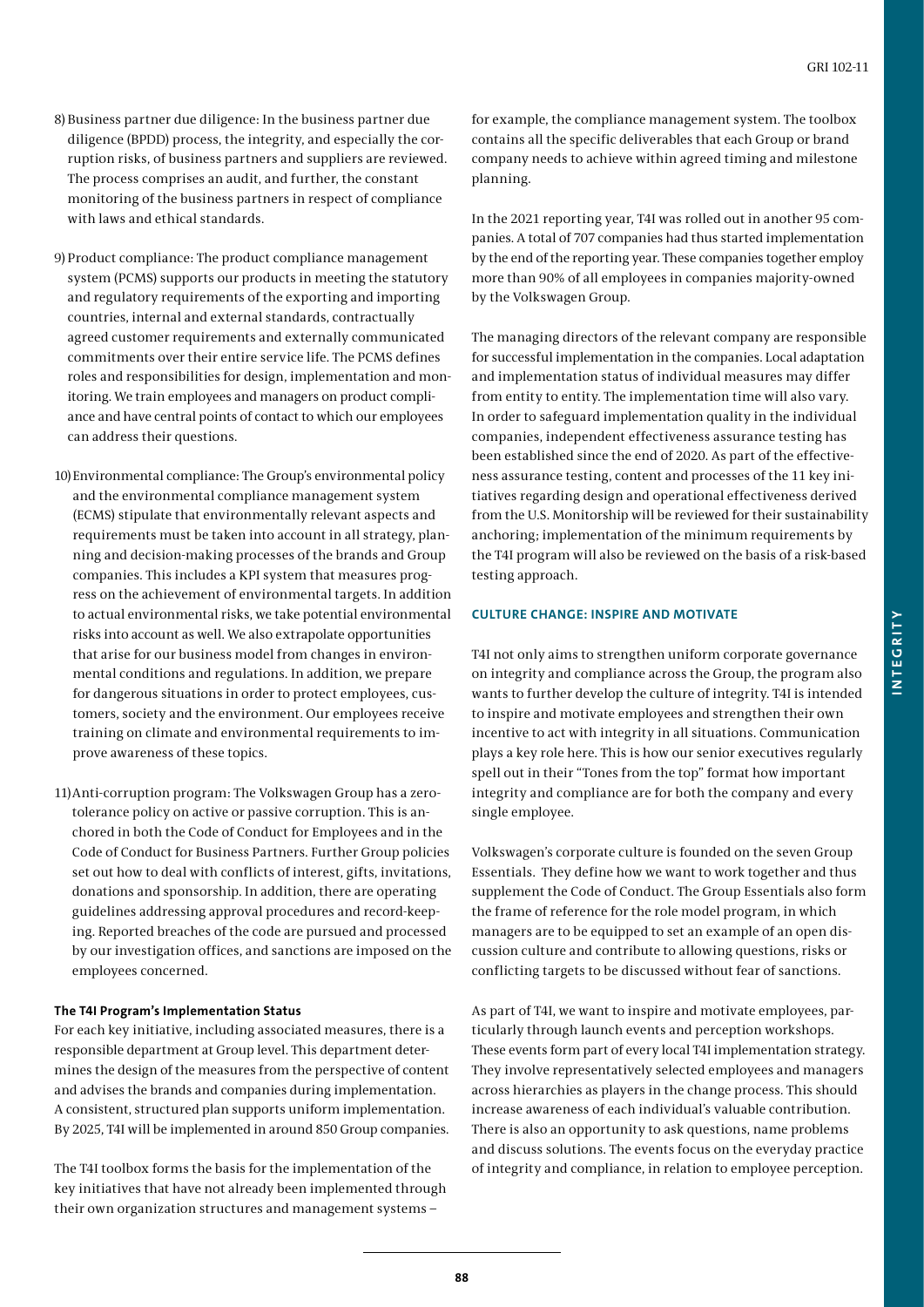8) Business partner due diligence: In the business partner due diligence (BPDD) process, the integrity, and especially the corruption risks, of business partners and suppliers are reviewed. The process comprises an audit, and further, the constant monitoring of the business partners in respect of compliance with laws and ethical standards.

9) Product compliance: The product compliance management system (PCMS) supports our products in meeting the statutory and regulatory requirements of the exporting and importing countries, internal and external standards, contractually agreed customer requirements and externally communicated commitments over their entire service life. The PCMS defines roles and responsibilities for design, implementation and monitoring. We train employees and managers on product compliance and have central points of contact to which our employees can address their questions.

10) Environmental compliance: The Group's environmental policy and the environmental compliance management system (ECMS) stipulate that environmentally relevant aspects and requirements must be taken into account in all strategy, planning and decision-making processes of the brands and Group companies. This includes a KPI system that measures progress on the achievement of environmental targets. In addition to actual environmental risks, we take potential environmental risks into account as well. We also extrapolate opportunities that arise for our business model from changes in environmental conditions and regulations. In addition, we prepare for dangerous situations in order to protect employees, customers, society and the environment. Our employees receive training on climate and environmental requirements to improve awareness of these topics.

11) Anti-corruption program: The Volkswagen Group has a zero-tolerance policy on active or passive corruption. This is anchored in both the Code of Conduct for Employees and in the Code of Conduct for Business Partners. Further Group policies set out how to deal with conflicts of interest, gifts, invitations, donations and sponsorship. In addition, there are operating guidelines addressing approval procedures and record-keeping. Reported breaches of the code are pursued and processed by our investigation offices, and sanctions are imposed on the employees concerned.

#### The T4I Program's Implementation Status

For each key initiative, including associated measures, there is a responsible department at Group level. This department determines the design of the measures from the perspective of content and advises the brands and companies during implementation. A consistent, structured plan supports uniform implementation. By 2025, T4I will be implemented in around 850 Group companies.

The T4I toolbox forms the basis for the implementation of the key initiatives that have not already been implemented through their own organization structures and management systems – for example, the compliance management system. The toolbox contains all the specific deliverables that each Group or brand company needs to achieve within agreed timing and milestone planning.

In the 2021 reporting year, T4I was rolled out in another 95 companies. A total of 707 companies had thus started implementation by the end of the reporting year. These companies together employ more than 90% of all employees in companies majority-owned by the Volkswagen Group.

The managing directors of the relevant company are responsible for successful implementation in the companies. Local adaptation and implementation status of individual measures may differ from entity to entity. The implementation time will also vary. In order to safeguard implementation quality in the individual companies, independent effectiveness assurance testing has been established since the end of 2020. As part of the effectiveness assurance testing, content and processes of the 11 key initiatives regarding design and operational effectiveness derived from the U.S. Monitorship will be reviewed for their sustainability anchoring; implementation of the minimum requirements by the T4I program will also be reviewed on the basis of a risk-based testing approach.

### CULTURE CHANGE: INSPIRE AND MOTIVATE

T4I not only aims to strengthen uniform corporate governance on integrity and compliance across the Group, the program also wants to further develop the culture of integrity. T4I is intended to inspire and motivate employees and strengthen their own incentive to act with integrity in all situations. Communication plays a key role here. This is how our senior executives regularly spell out in their "Tones from the top" format how important integrity and compliance are for both the company and every single employee.

Volkswagen's corporate culture is founded on the seven Group Essentials. They define how we want to work together and thus supplement the Code of Conduct. The Group Essentials also form the frame of reference for the role model program, in which managers are to be equipped to set an example of an open discussion culture and contribute to allowing questions, risks or conflicting targets to be discussed without fear of sanctions.

As part of T4I, we want to inspire and motivate employees, particularly through launch events and perception workshops. These events form part of every local T4I implementation strategy. They involve representatively selected employees and managers across hierarchies as players in the change process. This should increase awareness of each individual's valuable contribution. There is also an opportunity to ask questions, name problems and discuss solutions. The events focus on the everyday practice of integrity and compliance, in relation to employee perception.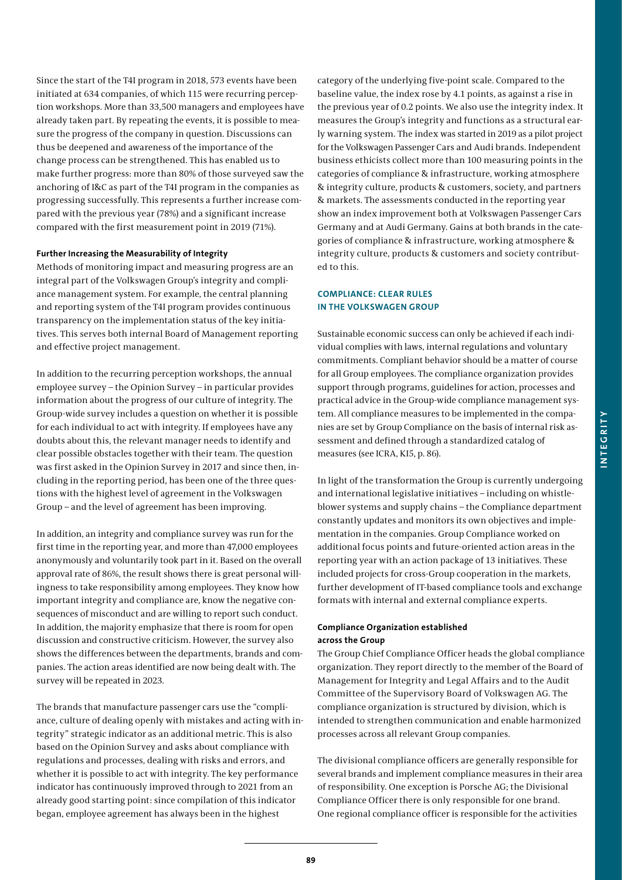Since the start of the T4I program in 2018, 573 events have been initiated at 634 companies, of which 115 were recurring perception workshops. More than 33,500 managers and employees have already taken part. By repeating the events, it is possible to measure the progress of the company in question. Discussions can thus be deepened and awareness of the importance of the change process can be strengthened. This has enabled us to make further progress: more than 80% of those surveyed saw the anchoring of I&C as part of the T4I program in the companies as progressing successfully. This represents a further increase compared with the previous year (78%) and a significant increase compared with the first measurement point in 2019 (71%).

#### Further Increasing the Measurability of Integrity

Methods of monitoring impact and measuring progress are an integral part of the Volkswagen Group's integrity and compliance management system. For example, the central planning and reporting system of the T4I program provides continuous transparency on the implementation status of the key initiatives. This serves both internal Board of Management reporting and effective project management.

In addition to the recurring perception workshops, the annual employee survey – the Opinion Survey – in particular provides information about the progress of our culture of integrity. The Group-wide survey includes a question on whether it is possible for each individual to act with integrity. If employees have any doubts about this, the relevant manager needs to identify and clear possible obstacles together with their team. The question was first asked in the Opinion Survey in 2017 and since then, including in the reporting period, has been one of the three questions with the highest level of agreement in the Volkswagen Group – and the level of agreement has been improving.

In addition, an integrity and compliance survey was run for the first time in the reporting year, and more than 47,000 employees anonymously and voluntarily took part in it. Based on the overall approval rate of 86%, the result shows there is great personal willingness to take responsibility among employees. They know how important integrity and compliance are, know the negative consequences of misconduct and are willing to report such conduct. In addition, the majority emphasize that there is room for open discussion and constructive criticism. However, the survey also shows the differences between the departments, brands and companies. The action areas identified are now being dealt with. The survey will be repeated in 2023.

The brands that manufacture passenger cars use the "compliance, culture of dealing openly with mistakes and acting with integrity" strategic indicator as an additional metric. This is also based on the Opinion Survey and asks about compliance with regulations and processes, dealing with risks and errors, and whether it is possible to act with integrity. The key performance indicator has continuously improved through to 2021 from an already good starting point: since compilation of this indicator began, employee agreement has always been in the highest category of the underlying five-point scale. Compared to the baseline value, the index rose by 4.1 points, as against a rise in the previous year of 0.2 points. We also use the integrity index. It measures the Group's integrity and functions as a structural early warning system. The index was started in 2019 as a pilot project for the Volkswagen Passenger Cars and Audi brands. Independent business ethicists collect more than 100 measuring points in the categories of compliance & infrastructure, working atmosphere & integrity culture, products & customers, society, and partners & markets. The assessments conducted in the reporting year show an index improvement both at Volkswagen Passenger Cars Germany and at Audi Germany. Gains at both brands in the categories of compliance & infrastructure, working atmosphere & integrity culture, products & customers and society contributed to this.

### COMPLIANCE: CLEAR RULES IN THE VOLKSWAGEN GROUP

Sustainable economic success can only be achieved if each individual complies with laws, internal regulations and voluntary commitments. Compliant behavior should be a matter of course for all Group employees. The compliance organization provides support through programs, guidelines for action, processes and practical advice in the Group-wide compliance management system. All compliance measures to be implemented in the companies are set by Group Compliance on the basis of internal risk assessment and defined through a standardized catalog of measures (see ICRA, KI5, p. 86).

In light of the transformation the Group is currently undergoing and international legislative initiatives – including on whistleblower systems and supply chains – the Compliance department constantly updates and monitors its own objectives and implementation in the companies. Group Compliance worked on additional focus points and future-oriented action areas in the reporting year with an action package of 13 initiatives. These included projects for cross-Group cooperation in the markets, further development of IT-based compliance tools and exchange formats with internal and external compliance experts.

#### Compliance Organization established across the Group

The Group Chief Compliance Officer heads the global compliance organization. They report directly to the member of the Board of Management for Integrity and Legal Affairs and to the Audit Committee of the Supervisory Board of Volkswagen AG. The compliance organization is structured by division, which is intended to strengthen communication and enable harmonized processes across all relevant Group companies.

The divisional compliance officers are generally responsible for several brands and implement compliance measures in their area of responsibility. One exception is Porsche AG; the Divisional Compliance Officer there is only responsible for one brand. One regional compliance officer is responsible for the activities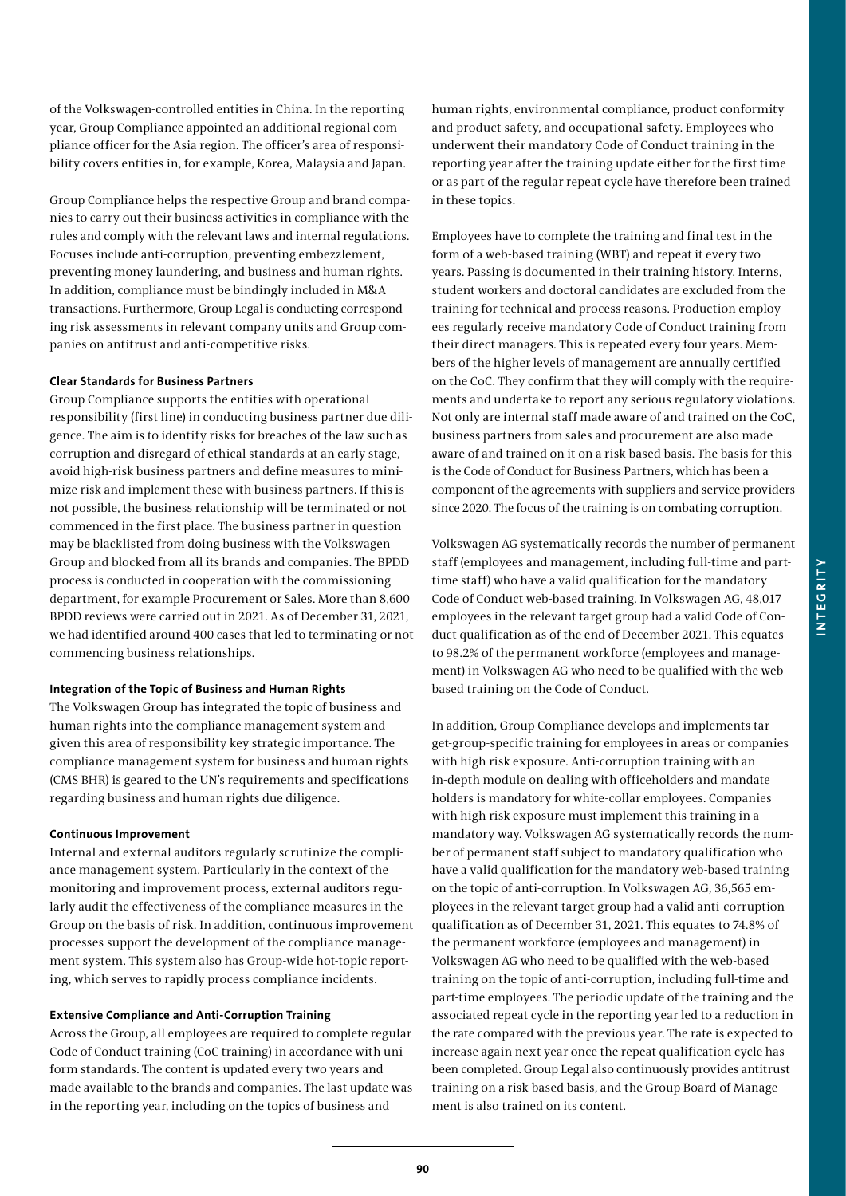of the Volkswagen-controlled entities in China. In the reporting year, Group Compliance appointed an additional regional compliance officer for the Asia region. The officer's area of responsibility covers entities in, for example, Korea, Malaysia and Japan.

Group Compliance helps the respective Group and brand companies to carry out their business activities in compliance with the rules and comply with the relevant laws and internal regulations. Focuses include anti-corruption, preventing embezzlement, preventing money laundering, and business and human rights. In addition, compliance must be bindingly included in M&A transactions. Furthermore, Group Legal is conducting corresponding risk assessments in relevant company units and Group companies on antitrust and anti-competitive risks.

**Clear Standards for Business Partners**

Group Compliance supports the entities with operational responsibility (first line) in conducting business partner due diligence. The aim is to identify risks for breaches of the law such as corruption and disregard of ethical standards at an early stage, avoid high-risk business partners and define measures to minimize risk and implement these with business partners. If this is not possible, the business relationship will be terminated or not commenced in the first place. The business partner in question may be blacklisted from doing business with the Volkswagen Group and blocked from all its brands and companies. The BPDD process is conducted in cooperation with the commissioning department, for example Procurement or Sales. More than 8,600 BPDD reviews were carried out in 2021. As of December 31, 2021, we had identified around 400 cases that led to terminating or not commencing business relationships.

**Integration of the Topic of Business and Human Rights**

The Volkswagen Group has integrated the topic of business and human rights into the compliance management system and given this area of responsibility key strategic importance. The compliance management system for business and human rights (CMS BHR) is geared to the UN's requirements and specifications regarding business and human rights due diligence.

**Continuous Improvement**

Internal and external auditors regularly scrutinize the compliance management system. Particularly in the context of the monitoring and improvement process, external auditors regularly audit the effectiveness of the compliance measures in the Group on the basis of risk. In addition, continuous improvement processes support the development of the compliance management system. This system also has Group-wide hot-topic reporting, which serves to rapidly process compliance incidents.

**Extensive Compliance and Anti-Corruption Training**

Across the Group, all employees are required to complete regular Code of Conduct training (CoC training) in accordance with uniform standards. The content is updated every two years and made available to the brands and companies. The last update was in the reporting year, including on the topics of business and human rights, environmental compliance, product conformity and product safety, and occupational safety. Employees who underwent their mandatory Code of Conduct training in the reporting year after the training update either for the first time or as part of the regular repeat cycle have therefore been trained in these topics.

Employees have to complete the training and final test in the form of a web-based training (WBT) and repeat it every two years. Passing is documented in their training history. Interns, student workers and doctoral candidates are excluded from the training for technical and process reasons. Production employees regularly receive mandatory Code of Conduct training from their direct managers. This is repeated every four years. Members of the higher levels of management are annually certified on the CoC. They confirm that they will comply with the requirements and undertake to report any serious regulatory violations. Not only are internal staff made aware of and trained on the CoC, business partners from sales and procurement are also made aware of and trained on it on a risk-based basis. The basis for this is the Code of Conduct for Business Partners, which has been a component of the agreements with suppliers and service providers since 2020. The focus of the training is on combating corruption.

Volkswagen AG systematically records the number of permanent staff (employees and management, including full-time and part-time staff) who have a valid qualification for the mandatory Code of Conduct web-based training. In Volkswagen AG, 48,017 employees in the relevant target group had a valid Code of Conduct qualification as of the end of December 2021. This equates to 98.2% of the permanent workforce (employees and management) in Volkswagen AG who need to be qualified with the web-based training on the Code of Conduct.

In addition, Group Compliance develops and implements target-group-specific training for employees in areas or companies with high risk exposure. Anti-corruption training with an in-depth module on dealing with officeholders and mandate holders is mandatory for white-collar employees. Companies with high risk exposure must implement this training in a mandatory way. Volkswagen AG systematically records the number of permanent staff subject to mandatory qualification who have a valid qualification for the mandatory web-based training on the topic of anti-corruption. In Volkswagen AG, 36,565 employees in the relevant target group had a valid anti-corruption qualification as of December 31, 2021. This equates to 74.8% of the permanent workforce (employees and management) in Volkswagen AG who need to be qualified with the web-based training on the topic of anti-corruption, including full-time and part-time employees. The periodic update of the training and the associated repeat cycle in the reporting year led to a reduction in the rate compared with the previous year. The rate is expected to increase again next year once the repeat qualification cycle has been completed. Group Legal also continuously provides antitrust training on a risk-based basis, and the Group Board of Management is also trained on its content.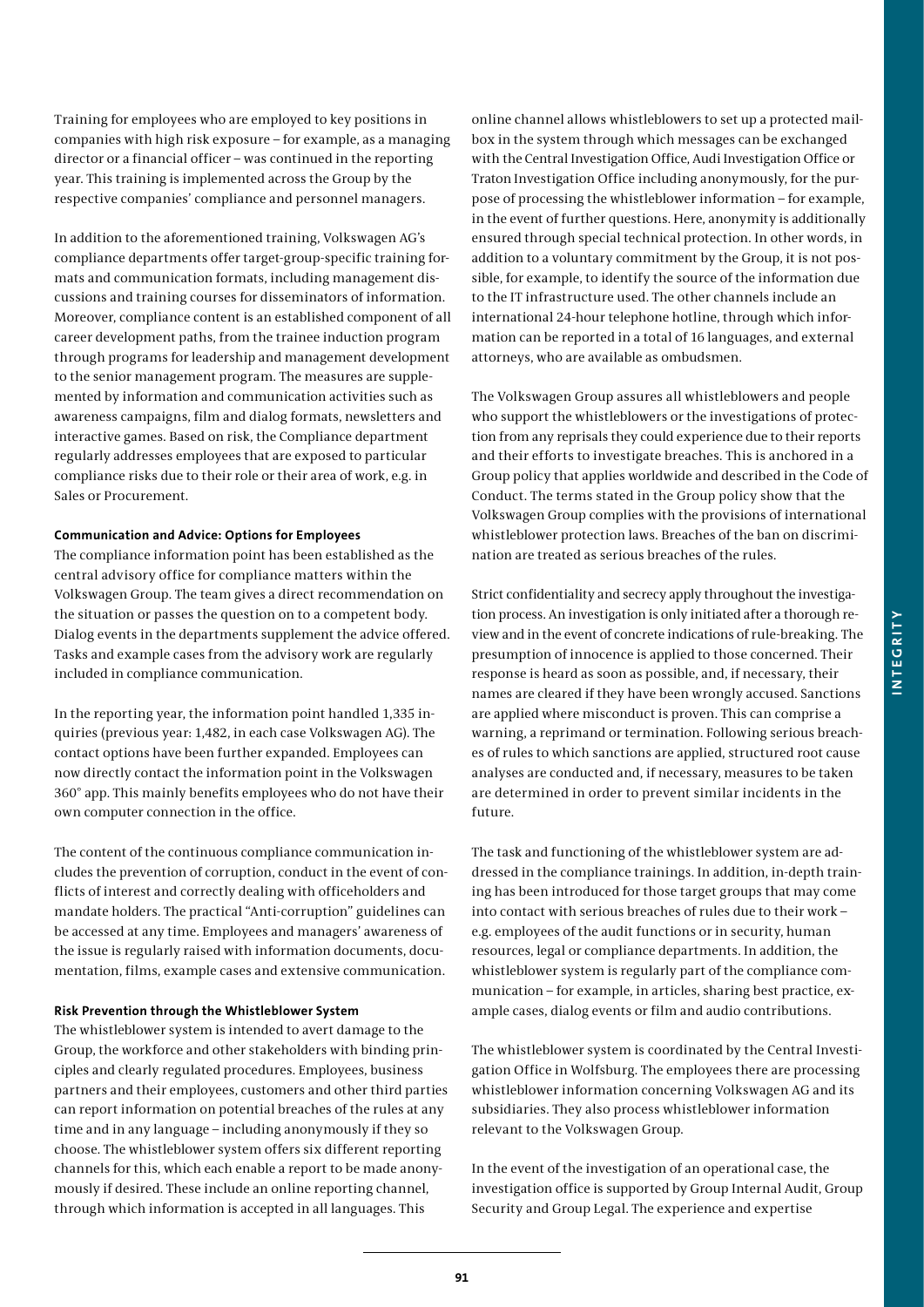Training for employees who are employed to key positions in companies with high risk exposure – for example, as a managing director or a financial officer – was continued in the reporting year. This training is implemented across the Group by the respective companies' compliance and personnel managers.

In addition to the aforementioned training, Volkswagen AG's compliance departments offer target-group-specific training formats and communication formats, including management discussions and training courses for disseminators of information. Moreover, compliance content is an established component of all career development paths, from the trainee induction program through programs for leadership and management development to the senior management program. The measures are supplemented by information and communication activities such as awareness campaigns, film and dialog formats, newsletters and interactive games. Based on risk, the Compliance department regularly addresses employees that are exposed to particular compliance risks due to their role or their area of work, e.g. in Sales or Procurement.

**Communication and Advice: Options for Employees**

The compliance information point has been established as the central advisory office for compliance matters within the Volkswagen Group. The team gives a direct recommendation on the situation or passes the question on to a competent body. Dialog events in the departments supplement the advice offered. Tasks and example cases from the advisory work are regularly included in compliance communication.

In the reporting year, the information point handled 1,335 inquiries (previous year: 1,482, in each case Volkswagen AG). The contact options have been further expanded. Employees can now directly contact the information point in the Volkswagen 360° app. This mainly benefits employees who do not have their own computer connection in the office.

The content of the continuous compliance communication includes the prevention of corruption, conduct in the event of conflicts of interest and correctly dealing with officeholders and mandate holders. The practical "Anti-corruption" guidelines can be accessed at any time. Employees and managers' awareness of the issue is regularly raised with information documents, documentation, films, example cases and extensive communication.

**Risk Prevention through the Whistleblower System**

The whistleblower system is intended to avert damage to the Group, the workforce and other stakeholders with binding principles and clearly regulated procedures. Employees, business partners and their employees, customers and other third parties can report information on potential breaches of the rules at any time and in any language – including anonymously if they so choose. The whistleblower system offers six different reporting channels for this, which each enable a report to be made anonymously if desired. These include an online reporting channel, through which information is accepted in all languages. This online channel allows whistleblowers to set up a protected mailbox in the system through which messages can be exchanged with the Central Investigation Office, Audi Investigation Office or Traton Investigation Office including anonymously, for the purpose of processing the whistleblower information – for example, in the event of further questions. Here, anonymity is additionally ensured through special technical protection. In other words, in addition to a voluntary commitment by the Group, it is not possible, for example, to identify the source of the information due to the IT infrastructure used. The other channels include an international 24-hour telephone hotline, through which information can be reported in a total of 16 languages, and external attorneys, who are available as ombudsmen.

The Volkswagen Group assures all whistleblowers and people who support the whistleblowers or the investigations of protection from any reprisals they could experience due to their reports and their efforts to investigate breaches. This is anchored in a Group policy that applies worldwide and described in the Code of Conduct. The terms stated in the Group policy show that the Volkswagen Group complies with the provisions of international whistleblower protection laws. Breaches of the ban on discrimination are treated as serious breaches of the rules.

Strict confidentiality and secrecy apply throughout the investigation process. An investigation is only initiated after a thorough review and in the event of concrete indications of rule-breaking. The presumption of innocence is applied to those concerned. Their response is heard as soon as possible, and, if necessary, their names are cleared if they have been wrongly accused. Sanctions are applied where misconduct is proven. This can comprise a warning, a reprimand or termination. Following serious breaches of rules to which sanctions are applied, structured root cause analyses are conducted and, if necessary, measures to be taken are determined in order to prevent similar incidents in the future.

The task and functioning of the whistleblower system are addressed in the compliance trainings. In addition, in-depth training has been introduced for those target groups that may come into contact with serious breaches of rules due to their work – e.g. employees of the audit functions or in security, human resources, legal or compliance departments. In addition, the whistleblower system is regularly part of the compliance communication – for example, in articles, sharing best practice, example cases, dialog events or film and audio contributions.

The whistleblower system is coordinated by the Central Investigation Office in Wolfsburg. The employees there are processing whistleblower information concerning Volkswagen AG and its subsidiaries. They also process whistleblower information relevant to the Volkswagen Group.

In the event of the investigation of an operational case, the investigation office is supported by Group Internal Audit, Group Security and Group Legal. The experience and expertise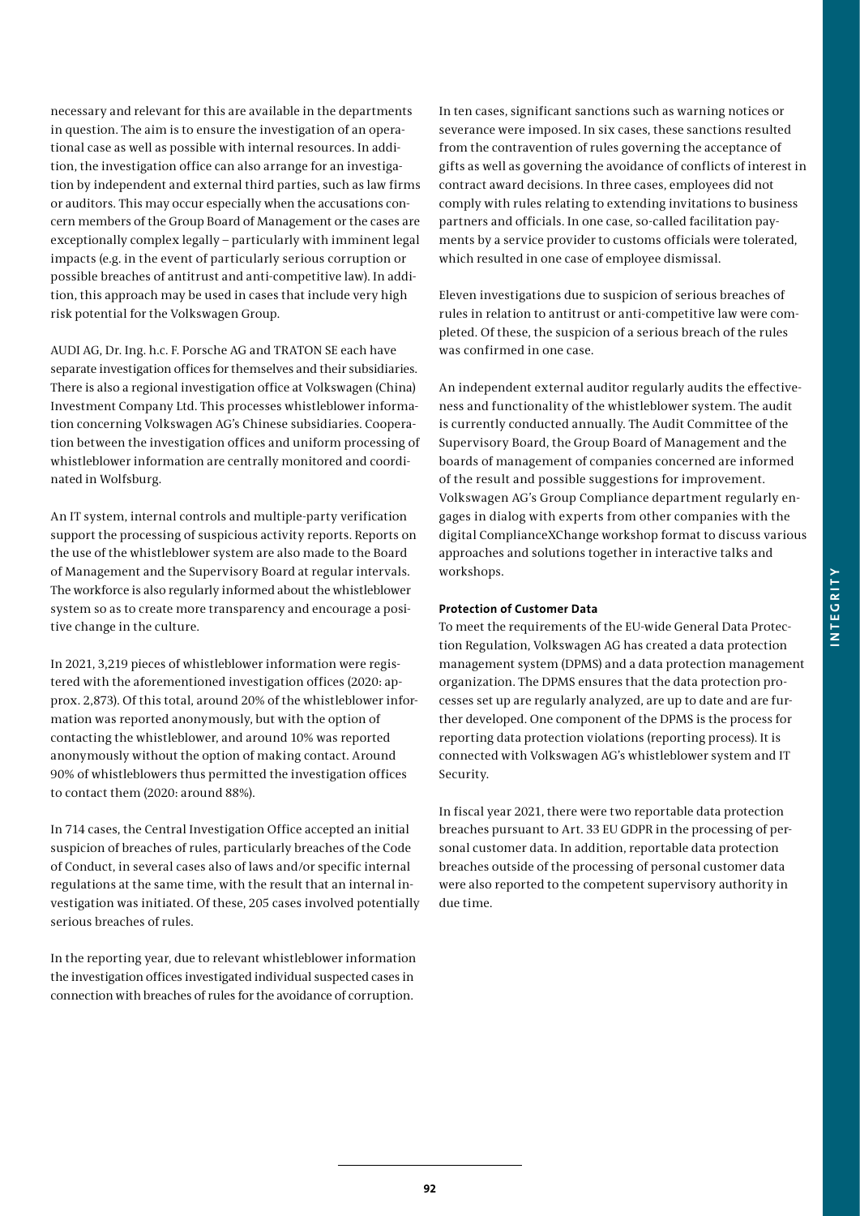necessary and relevant for this are available in the departments in question. The aim is to ensure the investigation of an operational case as well as possible with internal resources. In addition, the investigation office can also arrange for an investigation by independent and external third parties, such as law firms or auditors. This may occur especially when the accusations concern members of the Group Board of Management or the cases are exceptionally complex legally – particularly with imminent legal impacts (e.g. in the event of particularly serious corruption or possible breaches of antitrust and anti-competitive law). In addition, this approach may be used in cases that include very high risk potential for the Volkswagen Group.

AUDI AG, Dr. Ing. h.c. F. Porsche AG and TRATON SE each have separate investigation offices for themselves and their subsidiaries. There is also a regional investigation office at Volkswagen (China) Investment Company Ltd. This processes whistleblower information concerning Volkswagen AG's Chinese subsidiaries. Cooperation between the investigation offices and uniform processing of whistleblower information are centrally monitored and coordinated in Wolfsburg.

An IT system, internal controls and multiple-party verification support the processing of suspicious activity reports. Reports on the use of the whistleblower system are also made to the Board of Management and the Supervisory Board at regular intervals. The workforce is also regularly informed about the whistleblower system so as to create more transparency and encourage a positive change in the culture.

In 2021, 3,219 pieces of whistleblower information were registered with the aforementioned investigation offices (2020: approx. 2,873). Of this total, around 20% of the whistleblower information was reported anonymously, but with the option of contacting the whistleblower, and around 10% was reported anonymously without the option of making contact. Around 90% of whistleblowers thus permitted the investigation offices to contact them (2020: around 88%).

In 714 cases, the Central Investigation Office accepted an initial suspicion of breaches of rules, particularly breaches of the Code of Conduct, in several cases also of laws and/or specific internal regulations at the same time, with the result that an internal investigation was initiated. Of these, 205 cases involved potentially serious breaches of rules.

In the reporting year, due to relevant whistleblower information the investigation offices investigated individual suspected cases in connection with breaches of rules for the avoidance of corruption. In ten cases, significant sanctions such as warning notices or severance were imposed. In six cases, these sanctions resulted from the contravention of rules governing the acceptance of gifts as well as governing the avoidance of conflicts of interest in contract award decisions. In three cases, employees did not comply with rules relating to extending invitations to business partners and officials. In one case, so-called facilitation payments by a service provider to customs officials were tolerated, which resulted in one case of employee dismissal.

Eleven investigations due to suspicion of serious breaches of rules in relation to antitrust or anti-competitive law were completed. Of these, the suspicion of a serious breach of the rules was confirmed in one case.

An independent external auditor regularly audits the effectiveness and functionality of the whistleblower system. The audit is currently conducted annually. The Audit Committee of the Supervisory Board, the Group Board of Management and the boards of management of companies concerned are informed of the result and possible suggestions for improvement. Volkswagen AG's Group Compliance department regularly engages in dialog with experts from other companies with the digital ComplianceXChange workshop format to discuss various approaches and solutions together in interactive talks and workshops.

**Protection of Customer Data**

To meet the requirements of the EU-wide General Data Protection Regulation, Volkswagen AG has created a data protection management system (DPMS) and a data protection management organization. The DPMS ensures that the data protection processes set up are regularly analyzed, are up to date and are further developed. One component of the DPMS is the process for reporting data protection violations (reporting process). It is connected with Volkswagen AG's whistleblower system and IT Security.

In fiscal year 2021, there were two reportable data protection breaches pursuant to Art. 33 EU GDPR in the processing of personal customer data. In addition, reportable data protection breaches outside of the processing of personal customer data were also reported to the competent supervisory authority in due time.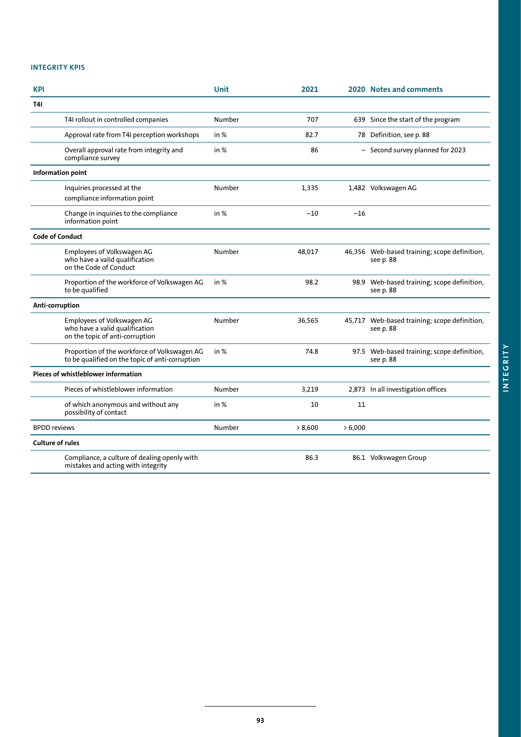## INTEGRITY KPIS

| KPI | | Unit | 2021 | 2020 | Notes and comments |
|---|---|---|---|---|---|
| **T4I** | | | | | |
| | T4I rollout in controlled companies | Number | 707 | 639 | Since the start of the program |
| | Approval rate from T4I perception workshops | in % | 82.7 | 78 | Definition, see p. 88 |
| | Overall approval rate from integrity and compliance survey | in % | 86 | – | Second survey planned for 2023 |
| **Information point** | | | | | |
| | Inquiries processed at the compliance information point | Number | 1,335 | 1,482 | Volkswagen AG |
| | Change in inquiries to the compliance information point | in % | −10 | −16 | |
| **Code of Conduct** | | | | | |
| | Employees of Volkswagen AG who have a valid qualification on the Code of Conduct | Number | 48,017 | 46,356 | Web-based training; scope definition, see p. 88 |
| | Proportion of the workforce of Volkswagen AG to be qualified | in % | 98.2 | 98.9 | Web-based training; scope definition, see p. 88 |
| **Anti-corruption** | | | | | |
| | Employees of Volkswagen AG who have a valid qualification on the topic of anti-corruption | Number | 36,565 | 45,717 | Web-based training; scope definition, see p. 88 |
| | Proportion of the workforce of Volkswagen AG to be qualified on the topic of anti-corruption | in % | 74.8 | 97.5 | Web-based training; scope definition, see p. 88 |
| **Pieces of whistleblower information** | | | | | |
| | Pieces of whistleblower information | Number | 3,219 | 2,873 | In all investigation offices |
| | of which anonymous and without any possibility of contact | in % | 10 | 11 | |
| BPDD reviews | | Number | > 8,600 | > 6,000 | |
| **Culture of rules** | | | | | |
| | Compliance, a culture of dealing openly with mistakes and acting with integrity | | 86.3 | 86.1 | Volkswagen Group |